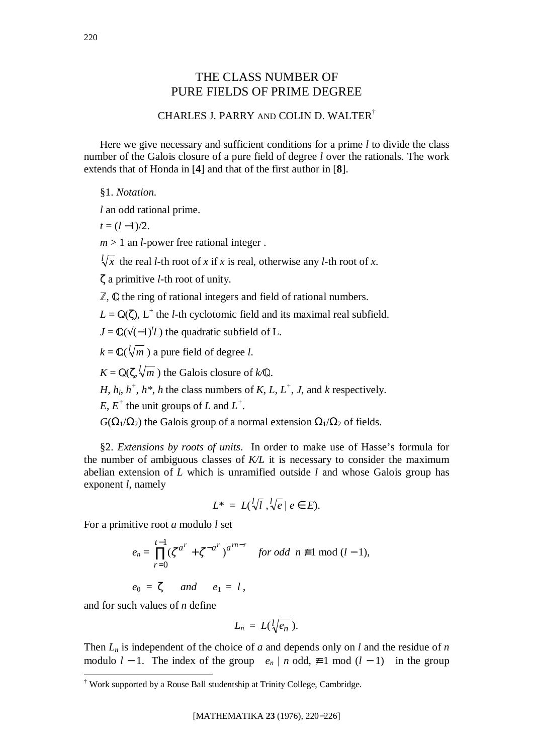# THE CLASS NUMBER OF PURE FIELDS OF PRIME DEGREE

CHARLES J. PARRY AND COLIN D. WALTER[†]

Here we give necessary and sufficient conditions for a prime $l$ to divide the class number of the Galois closure of a pure field of degree $l$ over the rationals. The work extends that of Honda in [**4**] and that of the first author in [**8**].

§1. *Notation.*

$l$ an odd rational prime.

$t = (l - 1)/2$.

$m > 1$ an $l$-power free rational integer.

$\sqrt[l]{x}$ the real $l$-th root of $x$ if $x$ is real, otherwise any $l$-th root of $x$.

$\zeta$ a primitive $l$-th root of unity.

$\mathbb{Z}$, $\mathbb{Q}$ the ring of rational integers and field of rational numbers.

$L = \mathbb{Q}(\zeta)$, $L^+$ the $l$-th cyclotomic field and its maximal real subfield.

$J = \mathbb{Q}(\sqrt{(-1)^t l})$ the quadratic subfield of L.

$k = \mathbb{Q}(\sqrt[l]{m})$ a pure field of degree $l$.

$K = \mathbb{Q}(\zeta, \sqrt[l]{m})$ the Galois closure of $k/\mathbb{Q}$.

$H$, $h_l$, $h^+$, $h^*$, $h$ the class numbers of $K$, $L$, $L^+$, $J$, and $k$ respectively.

$E$, $E^+$ the unit groups of $L$ and $L^+$.

$G(\Omega_1/\Omega_2)$ the Galois group of a normal extension $\Omega_1/\Omega_2$ of fields.

§2. *Extensions by roots of units*. In order to make use of Hasse's formula for the number of ambiguous classes of $K/L$ it is necessary to consider the maximum abelian extension of $L$ which is unramified outside $l$ and whose Galois group has exponent $l$, namely

$$L^* = L(\sqrt[l]{l}, \sqrt[l]{e} \mid e \in E).$$

For a primitive root $a$ modulo $l$ set

$$e_n = \prod_{r=0}^{t-1} (\zeta^{a^r} + \zeta^{-a^r})^{a^{rn-r}} \quad \textit{for odd } n \not\equiv 1 \bmod (l-1),$$

$$e_0 = \zeta \quad \textit{and} \quad e_1 = l,$$

and for such values of $n$ define

$$L_n = L(\sqrt[l]{e_n}).$$

Then $L_n$ is independent of the choice of $a$ and depends only on $l$ and the residue of $n$ modulo $l - 1$. The index of the group $\langle e_n \mid n \text{ odd}, \not\equiv 1 \bmod (l-1) \rangle$ in the group

---

[†] Work supported by a Rouse Ball studentship at Trinity College, Cambridge.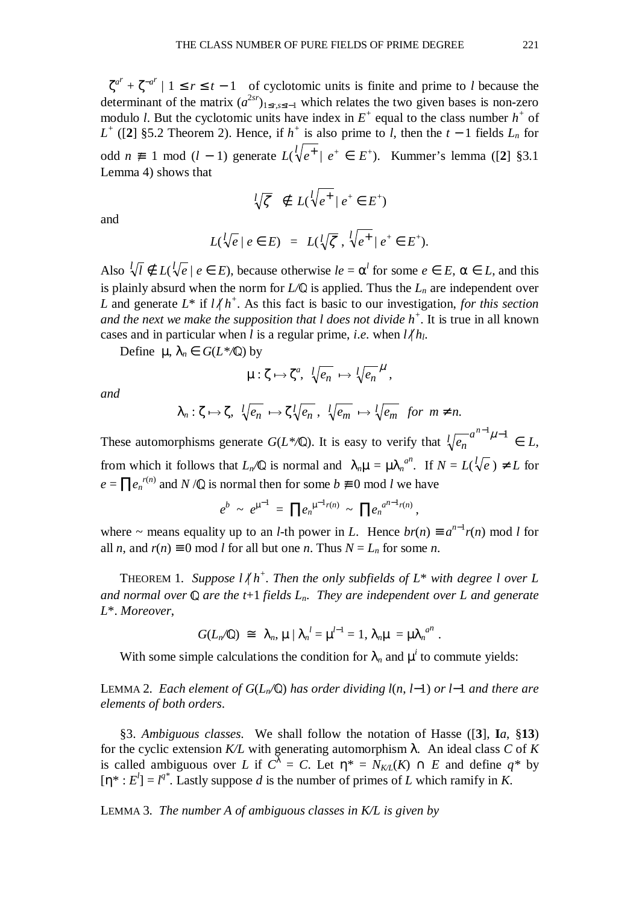$\zeta^{a^r} + \zeta^{-a^r} \mid 1 \le r \le t-1$ of cyclotomic units is finite and prime to $l$ because the determinant of the matrix $(a^{2sr})_{1\le r,s\le t-1}$ which relates the two given bases is non-zero modulo $l$. But the cyclotomic units have index in $E^+$ equal to the class number $h^+$ of $L^+$ ([**2**] §5.2 Theorem 2). Hence, if $h^+$ is also prime to $l$, then the $t-1$ fields $L_n$ for odd $n \not\equiv 1 \bmod (l-1)$ generate $L(\sqrt[l]{e^+} \mid e^+ \in E^+)$. Kummer's lemma ([**2**] §3.1 Lemma 4) shows that

$$\sqrt[l]{\zeta} \;\notin L(\sqrt[l]{e^+} \mid e^+ \in E^+)$$

and

$$L(\sqrt[l]{e} \mid e \in E) \;=\; L(\sqrt[l]{\zeta}\,,\, \sqrt[l]{e^+} \mid e^+ \in E^+).$$

Also $\sqrt[l]{l} \notin L(\sqrt[l]{e} \mid e \in E)$, because otherwise $le = \alpha^l$ for some $e \in E$, $\alpha \in L$, and this is plainly absurd when the norm for $L/\mathbb{Q}$ is applied. Thus the $L_n$ are independent over $L$ and generate $L^*$ if $l \nmid h^+$. As this fact is basic to our investigation, *for this section and the next we make the supposition that $l$ does not divide $h^+$*. It is true in all known cases and in particular when $l$ is a regular prime, *i.e*. when $l \nmid h_l$.

Define $\mu, \lambda_n \in G(L^*/\mathbb{Q})$ by

$$\mu : \zeta \mapsto \zeta^a,\;\; \sqrt[l]{e_n} \mapsto \sqrt[l]{e_n}^{\,\mu},$$

*and*

$$\lambda_n : \zeta \mapsto \zeta,\;\; \sqrt[l]{e_n} \mapsto \zeta\sqrt[l]{e_n}\,,\;\; \sqrt[l]{e_m} \mapsto \sqrt[l]{e_m} \;\; \textit{for} \;\; m \neq n.$$

These automorphisms generate $G(L^*/\mathbb{Q})$. It is easy to verify that $\sqrt[l]{e_n}^{\,a^{n-1}\mu-1} \in L$, from which it follows that $L_n/\mathbb{Q}$ is normal and $\lambda_n\mu = \mu\lambda_n^{\,a^n}$. If $N = L(\sqrt[l]{e}\,) \neq L$ for $e = \prod e_n^{\,r(n)}$ and $N/\mathbb{Q}$ is normal then for some $b \not\equiv 0 \bmod l$ we have

$$e^b \;\sim\; e^{\mu^{-1}} \;=\; \prod e_n^{\,\mu^{-1}r(n)} \;\sim\; \prod e_n^{\,a^{n-1}r(n)},$$

where $\sim$ means equality up to an $l$-th power in $L$. Hence $br(n) \equiv a^{n-1}r(n) \bmod l$ for all $n$, and $r(n) \equiv 0 \bmod l$ for all but one $n$. Thus $N = L_n$ for some $n$.

THEOREM 1. *Suppose $l \nmid h^+$. Then the only subfields of $L^*$ with degree $l$ over $L$ and normal over $\mathbb{Q}$ are the $t+1$ fields $L_n$. They are independent over $L$ and generate $L^*$. Moreover,*

$$G(L_n/\mathbb{Q}) \;\cong\; \langle \lambda_n, \mu \mid \lambda_n^{\,l} = \mu^{l-1} = 1,\, \lambda_n\mu \;=\mu\lambda_n^{\,a^n} \rangle.$$

With some simple calculations the condition for $\lambda_n$ and $\mu^i$ to commute yields:

LEMMA 2. *Each element of $G(L_n/\mathbb{Q})$ has order dividing $l(n, l-1)$ or $l-1$ and there are elements of both orders.*

§3. *Ambiguous classes*. We shall follow the notation of Hasse ([**3**], **I***a*, §**13**) for the cyclic extension $K/L$ with generating automorphism $\lambda$. An ideal class $C$ of $K$ is called ambiguous over $L$ if $C^\lambda = C$. Let $\eta^* = N_{K/L}(K) \cap E$ and define $q^*$ by $[\eta^* : E^l] = l^{q^*}$. Lastly suppose $d$ is the number of primes of $L$ which ramify in $K$.

LEMMA 3. *The number $A$ of ambiguous classes in $K/L$ is given by*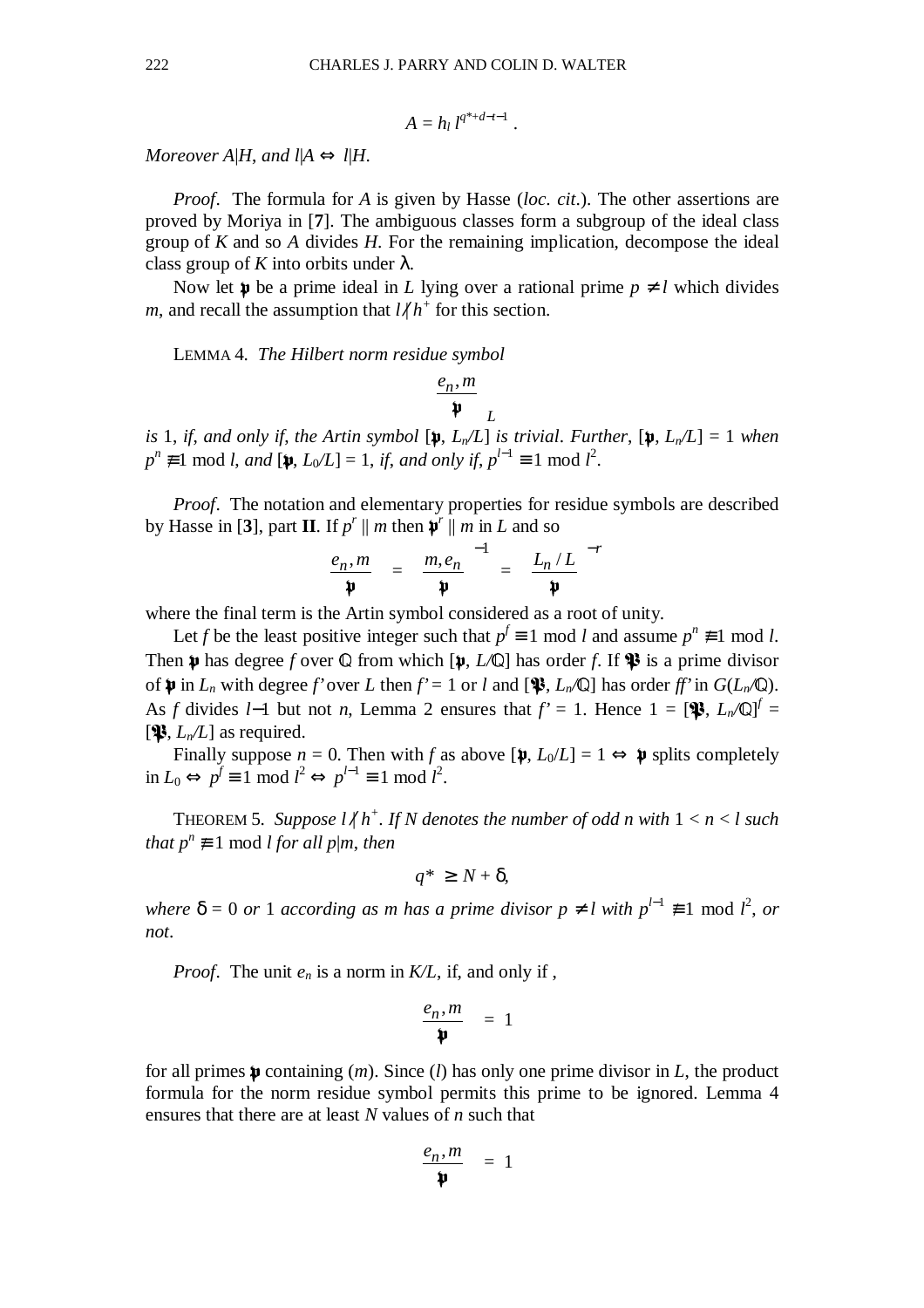$$A = h_l\, l^{q^*+d-t-1}\ .$$

*Moreover $A|H$, and $l|A \Leftrightarrow l|H$.*

*Proof*. The formula for $A$ is given by Hasse (*loc. cit.*). The other assertions are proved by Moriya in [**7**]. The ambiguous classes form a subgroup of the ideal class group of $K$ and so $A$ divides $H$. For the remaining implication, decompose the ideal class group of $K$ into orbits under $\lambda$.

Now let $\mathfrak{p}$ be a prime ideal in $L$ lying over a rational prime $p \neq l$ which divides $m$, and recall the assumption that $l \nmid h^+$ for this section.

LEMMA 4. *The Hilbert norm residue symbol*

$$\left(\frac{e_n, m}{\mathfrak{p}}\right)_L$$

*is* 1, *if, and only if, the Artin symbol* $[\mathfrak{p}, L_n/L]$ *is trivial. Further,* $[\mathfrak{p}, L_n/L] = 1$ *when* $p^n \not\equiv 1 \bmod l$, *and* $[\mathfrak{p}, L_0/L] = 1$, *if, and only if,* $p^{l-1} \equiv 1 \bmod l^2$.

*Proof*. The notation and elementary properties for residue symbols are described by Hasse in [**3**], part **II**. If $p^r \parallel m$ then $\mathfrak{p}^r \parallel m$ in $L$ and so

$$\left(\frac{e_n, m}{\mathfrak{p}}\right) = \left(\frac{m, e_n}{\mathfrak{p}}\right)^{-1} = \left(\frac{L_n / L}{\mathfrak{p}}\right)^{-r}$$

where the final term is the Artin symbol considered as a root of unity.

Let $f$ be the least positive integer such that $p^f \equiv 1 \bmod l$ and assume $p^n \not\equiv 1 \bmod l$. Then $\mathfrak{p}$ has degree $f$ over $\mathbb{Q}$ from which $[\mathfrak{p}, L/\mathbb{Q}]$ has order $f$. If $\mathfrak{P}$ is a prime divisor of $\mathfrak{p}$ in $L_n$ with degree $f'$ over $L$ then $f' = 1$ or $l$ and $[\mathfrak{P}, L_n/\mathbb{Q}]$ has order $ff'$ in $G(L_n/\mathbb{Q})$. As $f$ divides $l-1$ but not $n$, Lemma 2 ensures that $f' = 1$. Hence $1 = [\mathfrak{P}, L_n/\mathbb{Q}]^f = [\mathfrak{P}, L_n/L]$ as required.

Finally suppose $n = 0$. Then with $f$ as above $[\mathfrak{p}, L_0/L] = 1 \Leftrightarrow \mathfrak{p}$ splits completely in $L_0 \Leftrightarrow p^f \equiv 1 \bmod l^2 \Leftrightarrow p^{l-1} \equiv 1 \bmod l^2$.

THEOREM 5. *Suppose $l \nmid h^+$. If $N$ denotes the number of odd $n$ with $1 < n < l$ such that $p^n \not\equiv 1 \bmod l$ for all $p|m$, then*

$$q^* \geq N + \delta,$$

*where $\delta = 0$ or 1 according as $m$ has a prime divisor $p \neq l$ with $p^{l-1} \not\equiv 1 \bmod l^2$, or not*.

*Proof*. The unit $e_n$ is a norm in $K/L$, if, and only if ,

$$\left(\frac{e_n, m}{\mathfrak{p}}\right) = 1$$

for all primes $\mathfrak{p}$ containing $(m)$. Since $(l)$ has only one prime divisor in $L$, the product formula for the norm residue symbol permits this prime to be ignored. Lemma 4 ensures that there are at least $N$ values of $n$ such that

$$\left(\frac{e_n, m}{\mathfrak{p}}\right) = 1$$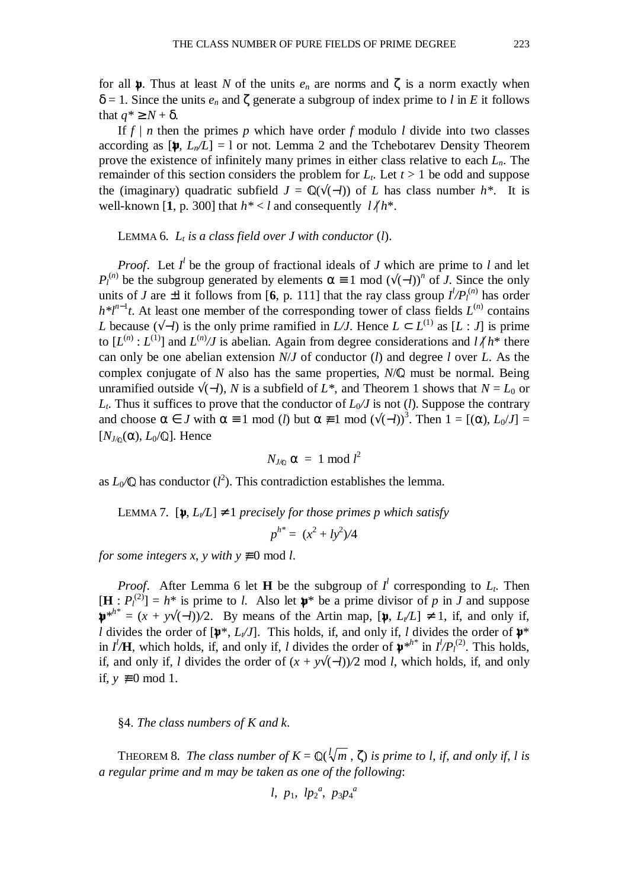for all $\mathfrak{p}$. Thus at least $N$ of the units $e_n$ are norms and $\zeta$ is a norm exactly when $\delta = 1$. Since the units $e_n$ and $\zeta$ generate a subgroup of index prime to $l$ in $E$ it follows that $q^* \geq N + \delta$.

If $f \mid n$ then the primes $p$ which have order $f$ modulo $l$ divide into two classes according as $[\mathfrak{p}, L_n/L] = 1$ or not. Lemma 2 and the Tchebotarev Density Theorem prove the existence of infinitely many primes in either class relative to each $L_n$. The remainder of this section considers the problem for $L_t$. Let $t > 1$ be odd and suppose the (imaginary) quadratic subfield $J = \mathbb{Q}(\sqrt{(-l)})$ of $L$ has class number $h^*$. It is well-known [**1**, p. 300] that $h^* < l$ and consequently $l \nmid h^*$.

LEMMA 6. *$L_t$ is a class field over $J$ with conductor $(l)$.*

*Proof*. Let $I^l$ be the group of fractional ideals of $J$ which are prime to $l$ and let $P_l^{(n)}$ be the subgroup generated by elements $\alpha \equiv 1 \bmod (\sqrt{(-l)})^n$ of $J$. Since the only units of $J$ are $\pm 1$ it follows from [**6**, p. 111] that the ray class group $I^l/P_l^{(n)}$ has order $h^* l^{n-1} t$. At least one member of the corresponding tower of class fields $L^{(n)}$ contains $L$ because $(\sqrt{-l})$ is the only prime ramified in $L/J$. Hence $L \subset L^{(1)}$ as $[L : J]$ is prime to $[L^{(n)} : L^{(1)}]$ and $L^{(n)}/J$ is abelian. Again from degree considerations and $l \nmid h^*$ there can only be one abelian extension $N/J$ of conductor $(l)$ and degree $l$ over $L$. As the complex conjugate of $N$ also has the same properties, $N/\mathbb{Q}$ must be normal. Being unramified outside $\sqrt{(-l)}$, $N$ is a subfield of $L^*$, and Theorem 1 shows that $N = L_0$ or $L_t$. Thus it suffices to prove that the conductor of $L_0/J$ is not $(l)$. Suppose the contrary and choose $\alpha \in J$ with $\alpha \equiv 1 \bmod (l)$ but $\alpha \not\equiv 1 \bmod (\sqrt{(-l)})^3$. Then $1 = [(\alpha), L_0/J] = [N_{J/\mathbb{Q}}(\alpha), L_0/\mathbb{Q}]$. Hence

$$N_{J/\mathbb{Q}}\,\alpha \;=\; 1 \bmod l^2$$

as $L_0/\mathbb{Q}$ has conductor $(l^2)$. This contradiction establishes the lemma.

LEMMA 7. *$[\mathfrak{p}, L_t/L] \neq 1$ precisely for those primes $p$ which satisfy*

$$p^{h^*} = (x^2 + ly^2)/4$$

*for some integers $x$, $y$ with $y \not\equiv 0 \bmod l$.*

*Proof*. After Lemma 6 let $\mathbf{H}$ be the subgroup of $I^l$ corresponding to $L_t$. Then $[\mathbf{H} : P_l^{(2)}] = h^*$ is prime to $l$. Also let $\mathfrak{p}^*$ be a prime divisor of $p$ in $J$ and suppose $\mathfrak{p}^{*h^*} = (x + y\sqrt{(-l)})/2$. By means of the Artin map, $[\mathfrak{p}, L_t/L] \neq 1$, if, and only if, $l$ divides the order of $[\mathfrak{p}^*, L_t/J]$. This holds, if, and only if, $l$ divides the order of $\mathfrak{p}^*$ in $I^l/\mathbf{H}$, which holds, if, and only if, $l$ divides the order of $\mathfrak{p}^{*h^*}$ in $I^l/P_l^{(2)}$. This holds, if, and only if, $l$ divides the order of $(x + y\sqrt{(-l)})/2 \bmod l$, which holds, if, and only if, $y \not\equiv 0 \bmod 1$.

## §4. *The class numbers of $K$ and $k$.*

THEOREM 8. *The class number of $K = \mathbb{Q}(\sqrt[l]{m}, \zeta)$ is prime to $l$, if, and only if, $l$ is a regular prime and $m$ may be taken as one of the following*:

$$l,\; p_1,\; lp_2^{\,a},\; p_3p_4^{\,a}$$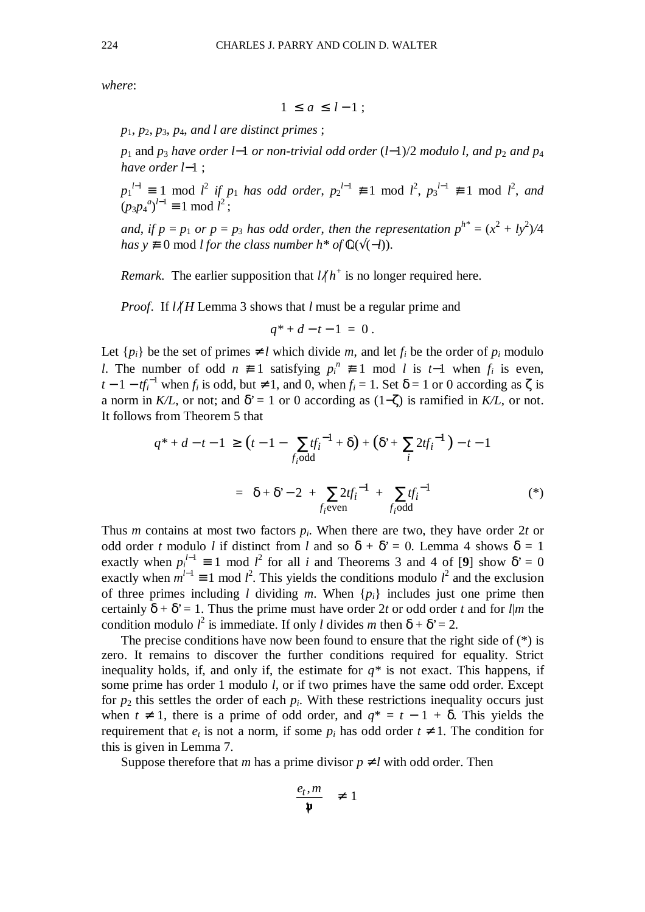*where*:

$$1 \le a \le l-1\,;$$

*$p_1$, $p_2$, $p_3$, $p_4$, and $l$ are distinct primes* ;

*$p_1$* and *$p_3$ have order $l-1$ or non-trivial odd order $(l-1)/2$ modulo $l$, and $p_2$ and $p_4$ have order $l-1$* ;

*$p_1^{l-1} \equiv 1 \bmod l^2$ if $p_1$ has odd order, $p_2^{l-1} \not\equiv 1 \bmod l^2$, $p_3^{l-1} \not\equiv 1 \bmod l^2$, and $(p_3 p_4^{a})^{l-1} \equiv 1 \bmod l^2$* ;

*and, if $p = p_1$ or $p = p_3$ has odd order, then the representation $p^{h^*} = (x^2 + ly^2)/4$ has $y \not\equiv 0 \bmod l$ for the class number $h^*$ of $\mathbb{Q}(\sqrt{(-l)})$.*

*Remark.* The earlier supposition that $l \nmid h^+$ is no longer required here.

*Proof*. If $l \nmid H$ Lemma 3 shows that $l$ must be a regular prime and

$$q^* + d - t - 1 \;=\; 0\,.$$

Let $\{p_i\}$ be the set of primes $\neq l$ which divide $m$, and let $f_i$ be the order of $p_i$ modulo $l$. The number of odd $n \not\equiv 1$ satisfying $p_i^{\,n} \not\equiv 1 \bmod l$ is $t-1$ when $f_i$ is even, $t - 1 - tf_i^{-1}$ when $f_i$ is odd, but $\neq 1$, and 0, when $f_i = 1$. Set $\delta = 1$ or 0 according as $\zeta$ is a norm in $K/L$, or not; and $\delta' = 1$ or 0 according as $(1-\zeta)$ is ramified in $K/L$, or not. It follows from Theorem 5 that

$$\begin{aligned} q^* + d - t - 1 \;&\ge\; \Big(t - 1 - \sum_{f_i \text{odd}} t f_i^{-1} + \delta\Big) + \Big(\delta' + \sum_i 2 t f_i^{-1}\Big) - t - 1 \\ &=\; \delta + \delta' - 2 \;+\; \sum_{f_i \text{even}} 2 t f_i^{-1} \;+\; \sum_{f_i \text{odd}} t f_i^{-1} \qquad\qquad (*) \end{aligned}$$

Thus $m$ contains at most two factors $p_i$. When there are two, they have order $2t$ or odd order $t$ modulo $l$ if distinct from $l$ and so $\delta + \delta' = 0$. Lemma 4 shows $\delta = 1$ exactly when $p_i^{l-1} \equiv 1 \bmod l^2$ for all $i$ and Theorems 3 and 4 of [**9**] show $\delta' = 0$ exactly when $m^{l-1} \equiv 1 \bmod l^2$. This yields the conditions modulo $l^2$ and the exclusion of three primes including $l$ dividing $m$. When $\{p_i\}$ includes just one prime then certainly $\delta + \delta' = 1$. Thus the prime must have order $2t$ or odd order $t$ and for $l|m$ the condition modulo $l^2$ is immediate. If only $l$ divides $m$ then $\delta + \delta' = 2$.

The precise conditions have now been found to ensure that the right side of (*) is zero. It remains to discover the further conditions required for equality. Strict inequality holds, if, and only if, the estimate for $q^*$ is not exact. This happens, if some prime has order 1 modulo $l$, or if two primes have the same odd order. Except for $p_2$ this settles the order of each $p_i$. With these restrictions inequality occurs just when $t \neq 1$, there is a prime of odd order, and $q^* = t - 1 + \delta$. This yields the requirement that $e_t$ is not a norm, if some $p_i$ has odd order $t \neq 1$. The condition for this is given in Lemma 7.

Suppose therefore that $m$ has a prime divisor $p \neq l$ with odd order. Then

$$\left(\frac{e_t, m}{\mathfrak{p}}\right) \neq 1$$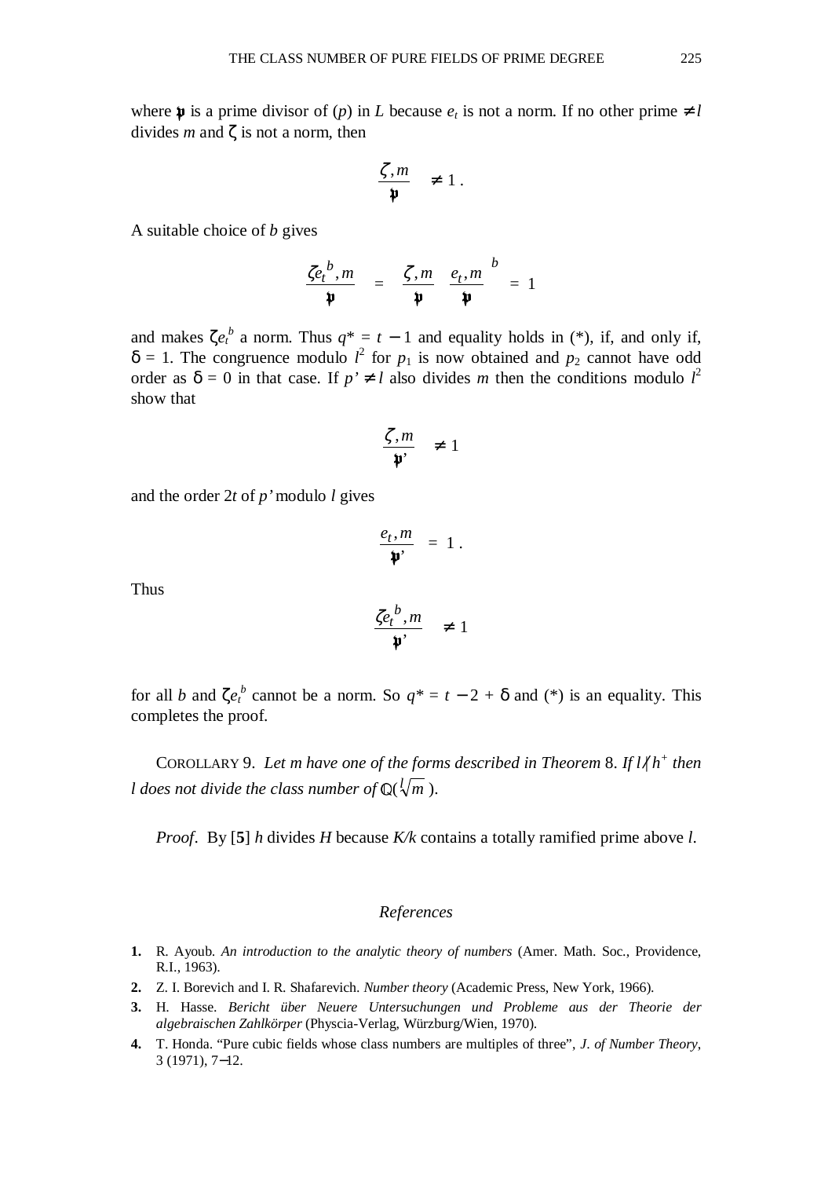where $\mathfrak{p}$ is a prime divisor of $(p)$ in $L$ because $e_t$ is not a norm. If no other prime $\neq l$ divides $m$ and $\zeta$ is not a norm, then

$$\left(\frac{\zeta, m}{\mathfrak{p}}\right) \neq 1 .$$

A suitable choice of $b$ gives

$$\left(\frac{\zeta e_t{}^b, m}{\mathfrak{p}}\right) = \left(\frac{\zeta, m}{\mathfrak{p}}\right)\left(\frac{e_t, m}{\mathfrak{p}}\right)^b = 1$$

and makes $\zeta e_t^b$ a norm. Thus $q^* = t - 1$ and equality holds in (*), if, and only if, $\delta = 1$. The congruence modulo $l^2$ for $p_1$ is now obtained and $p_2$ cannot have odd order as $\delta = 0$ in that case. If $p' \neq l$ also divides $m$ then the conditions modulo $l^2$ show that

$$\left(\frac{\zeta, m}{\mathfrak{p}'}\right) \neq 1$$

and the order $2t$ of $p'$ modulo $l$ gives

$$\left(\frac{e_t, m}{\mathfrak{p}'}\right) = 1 .$$

Thus

$$\left(\frac{\zeta e_t{}^b, m}{\mathfrak{p}'}\right) \neq 1$$

for all $b$ and $\zeta e_t^b$ cannot be a norm. So $q^* = t - 2 + \delta$ and (*) is an equality. This completes the proof.

COROLLARY 9. *Let $m$ have one of the forms described in Theorem 8. If $l \nmid h^+$ then $l$ does not divide the class number of $\mathbb{Q}(\sqrt[l]{m}\,)$.*

*Proof*. By [**5**] $h$ divides $H$ because $K/k$ contains a totally ramified prime above $l$.

## *References*

1. R. Ayoub. *An introduction to the analytic theory of numbers* (Amer. Math. Soc., Providence, R.I., 1963).
2. Z. I. Borevich and I. R. Shafarevich. *Number theory* (Academic Press, New York, 1966).
3. H. Hasse. *Bericht über Neuere Untersuchungen und Probleme aus der Theorie der algebraischen Zahlkörper* (Physcia-Verlag, Würzburg/Wien, 1970).
4. T. Honda. "Pure cubic fields whose class numbers are multiples of three", *J. of Number Theory*, 3 (1971), 7–12.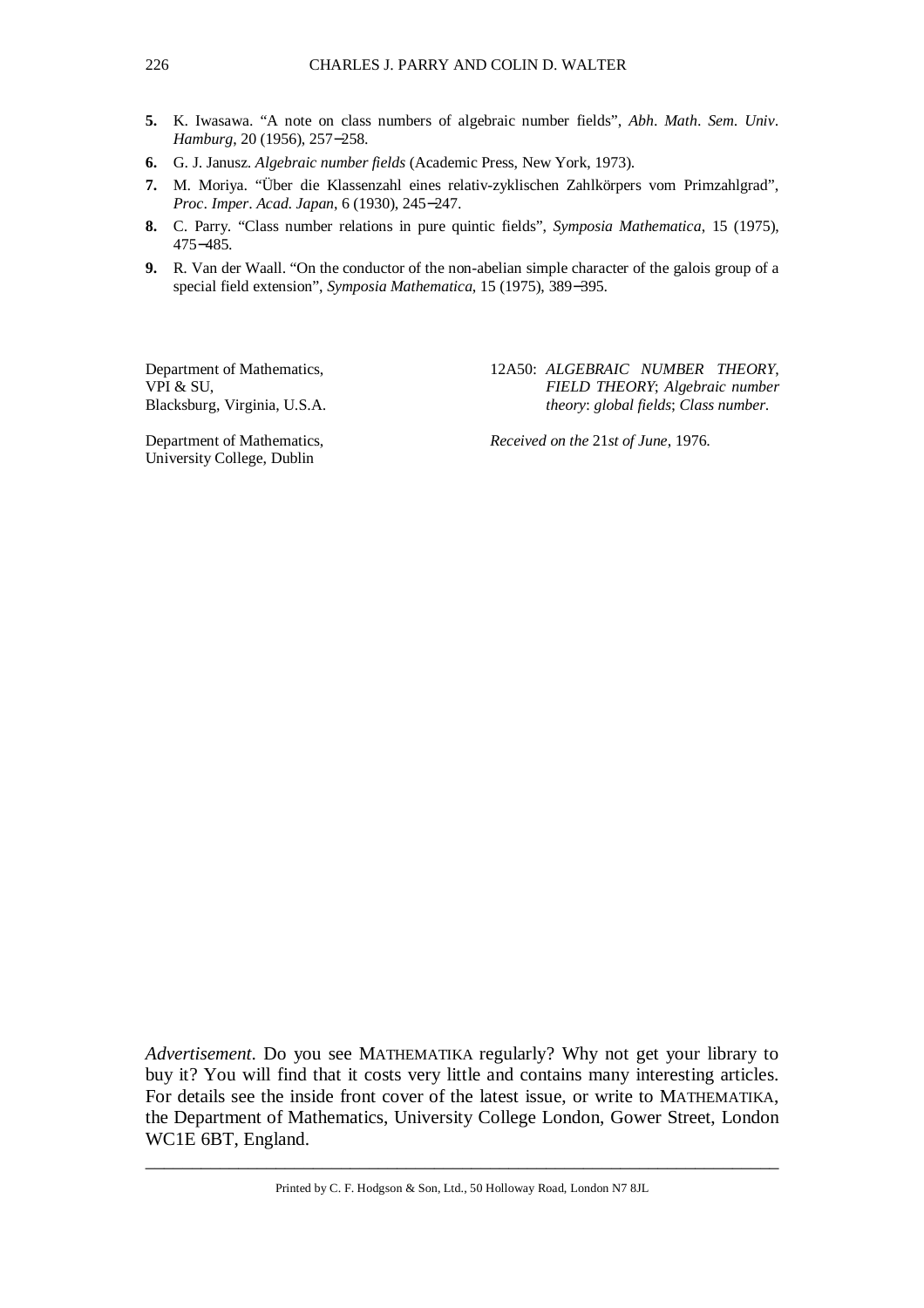**5.** K. Iwasawa. "A note on class numbers of algebraic number fields", *Abh. Math. Sem. Univ. Hamburg*, 20 (1956), 257–258.

**6.** G. J. Janusz. *Algebraic number fields* (Academic Press, New York, 1973).

**7.** M. Moriya. "Über die Klassenzahl eines relativ-zyklischen Zahlkörpers vom Primzahlgrad", *Proc. Imper. Acad. Japan*, 6 (1930), 245–247.

**8.** C. Parry. "Class number relations in pure quintic fields", *Symposia Mathematica*, 15 (1975), 475–485.

**9.** R. Van der Waall. "On the conductor of the non-abelian simple character of the galois group of a special field extension", *Symposia Mathematica*, 15 (1975), 389–395.

Department of Mathematics,
VPI & SU,
Blacksburg, Virginia, U.S.A.

Department of Mathematics,
University College, Dublin

12A50: *ALGEBRAIC NUMBER THEORY, FIELD THEORY*; *Algebraic number theory*: *global fields*; *Class number*.

*Received on the* 21*st of June*, 1976.

*Advertisement*. Do you see MATHEMATIKA regularly? Why not get your library to buy it? You will find that it costs very little and contains many interesting articles. For details see the inside front cover of the latest issue, or write to MATHEMATIKA, the Department of Mathematics, University College London, Gower Street, London WC1E 6BT, England.

Printed by C. F. Hodgson & Son, Ltd., 50 Holloway Road, London N7 8JL